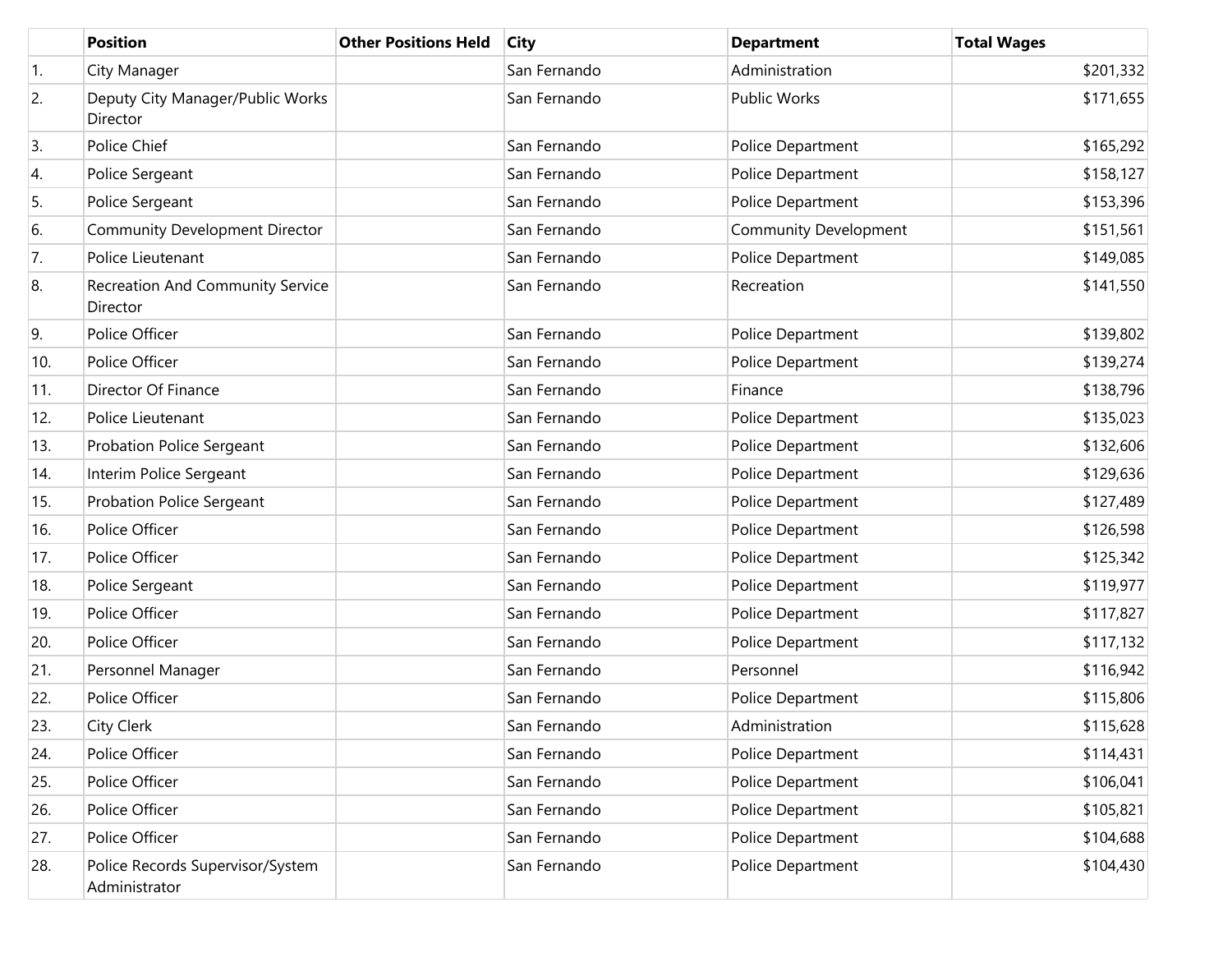|  | Position | Other Positions Held | City | Department | Total Wages |
| --- | --- | --- | --- | --- | --- |
| 1. | City Manager |  | San Fernando | Administration | $201,332 |
| 2. | Deputy City Manager/Public Works Director |  | San Fernando | Public Works | $171,655 |
| 3. | Police Chief |  | San Fernando | Police Department | $165,292 |
| 4. | Police Sergeant |  | San Fernando | Police Department | $158,127 |
| 5. | Police Sergeant |  | San Fernando | Police Department | $153,396 |
| 6. | Community Development Director |  | San Fernando | Community Development | $151,561 |
| 7. | Police Lieutenant |  | San Fernando | Police Department | $149,085 |
| 8. | Recreation And Community Service Director |  | San Fernando | Recreation | $141,550 |
| 9. | Police Officer |  | San Fernando | Police Department | $139,802 |
| 10. | Police Officer |  | San Fernando | Police Department | $139,274 |
| 11. | Director Of Finance |  | San Fernando | Finance | $138,796 |
| 12. | Police Lieutenant |  | San Fernando | Police Department | $135,023 |
| 13. | Probation Police Sergeant |  | San Fernando | Police Department | $132,606 |
| 14. | Interim Police Sergeant |  | San Fernando | Police Department | $129,636 |
| 15. | Probation Police Sergeant |  | San Fernando | Police Department | $127,489 |
| 16. | Police Officer |  | San Fernando | Police Department | $126,598 |
| 17. | Police Officer |  | San Fernando | Police Department | $125,342 |
| 18. | Police Sergeant |  | San Fernando | Police Department | $119,977 |
| 19. | Police Officer |  | San Fernando | Police Department | $117,827 |
| 20. | Police Officer |  | San Fernando | Police Department | $117,132 |
| 21. | Personnel Manager |  | San Fernando | Personnel | $116,942 |
| 22. | Police Officer |  | San Fernando | Police Department | $115,806 |
| 23. | City Clerk |  | San Fernando | Administration | $115,628 |
| 24. | Police Officer |  | San Fernando | Police Department | $114,431 |
| 25. | Police Officer |  | San Fernando | Police Department | $106,041 |
| 26. | Police Officer |  | San Fernando | Police Department | $105,821 |
| 27. | Police Officer |  | San Fernando | Police Department | $104,688 |
| 28. | Police Records Supervisor/System Administrator |  | San Fernando | Police Department | $104,430 |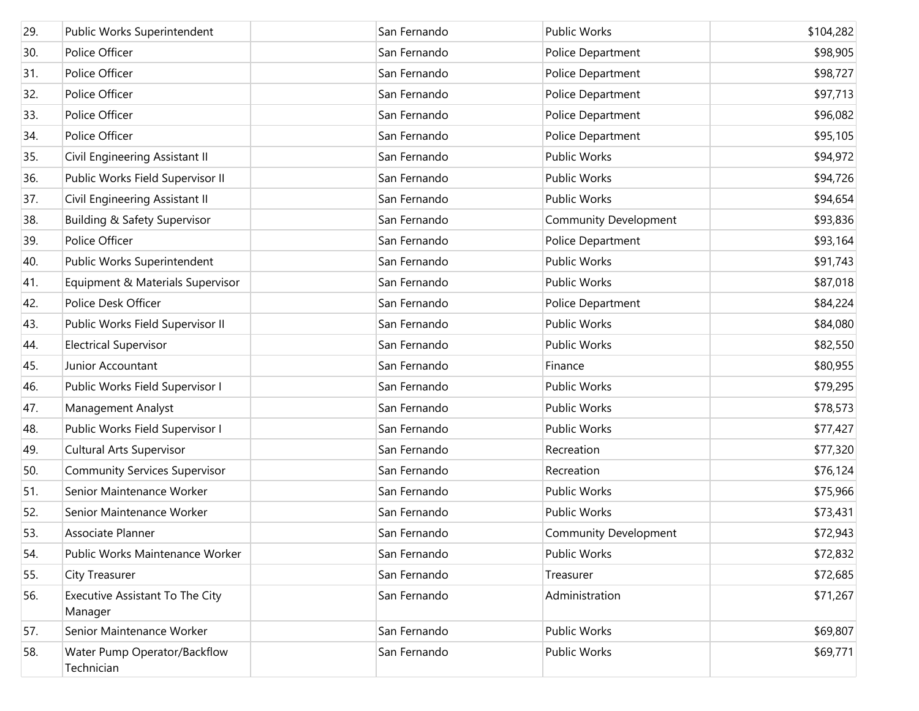| | | | | | |
|---|---|---|---|---|---|
| 29. | Public Works Superintendent | | San Fernando | Public Works | $104,282 |
| 30. | Police Officer | | San Fernando | Police Department | $98,905 |
| 31. | Police Officer | | San Fernando | Police Department | $98,727 |
| 32. | Police Officer | | San Fernando | Police Department | $97,713 |
| 33. | Police Officer | | San Fernando | Police Department | $96,082 |
| 34. | Police Officer | | San Fernando | Police Department | $95,105 |
| 35. | Civil Engineering Assistant II | | San Fernando | Public Works | $94,972 |
| 36. | Public Works Field Supervisor II | | San Fernando | Public Works | $94,726 |
| 37. | Civil Engineering Assistant II | | San Fernando | Public Works | $94,654 |
| 38. | Building & Safety Supervisor | | San Fernando | Community Development | $93,836 |
| 39. | Police Officer | | San Fernando | Police Department | $93,164 |
| 40. | Public Works Superintendent | | San Fernando | Public Works | $91,743 |
| 41. | Equipment & Materials Supervisor | | San Fernando | Public Works | $87,018 |
| 42. | Police Desk Officer | | San Fernando | Police Department | $84,224 |
| 43. | Public Works Field Supervisor II | | San Fernando | Public Works | $84,080 |
| 44. | Electrical Supervisor | | San Fernando | Public Works | $82,550 |
| 45. | Junior Accountant | | San Fernando | Finance | $80,955 |
| 46. | Public Works Field Supervisor I | | San Fernando | Public Works | $79,295 |
| 47. | Management Analyst | | San Fernando | Public Works | $78,573 |
| 48. | Public Works Field Supervisor I | | San Fernando | Public Works | $77,427 |
| 49. | Cultural Arts Supervisor | | San Fernando | Recreation | $77,320 |
| 50. | Community Services Supervisor | | San Fernando | Recreation | $76,124 |
| 51. | Senior Maintenance Worker | | San Fernando | Public Works | $75,966 |
| 52. | Senior Maintenance Worker | | San Fernando | Public Works | $73,431 |
| 53. | Associate Planner | | San Fernando | Community Development | $72,943 |
| 54. | Public Works Maintenance Worker | | San Fernando | Public Works | $72,832 |
| 55. | City Treasurer | | San Fernando | Treasurer | $72,685 |
| 56. | Executive Assistant To The City Manager | | San Fernando | Administration | $71,267 |
| 57. | Senior Maintenance Worker | | San Fernando | Public Works | $69,807 |
| 58. | Water Pump Operator/Backflow Technician | | San Fernando | Public Works | $69,771 |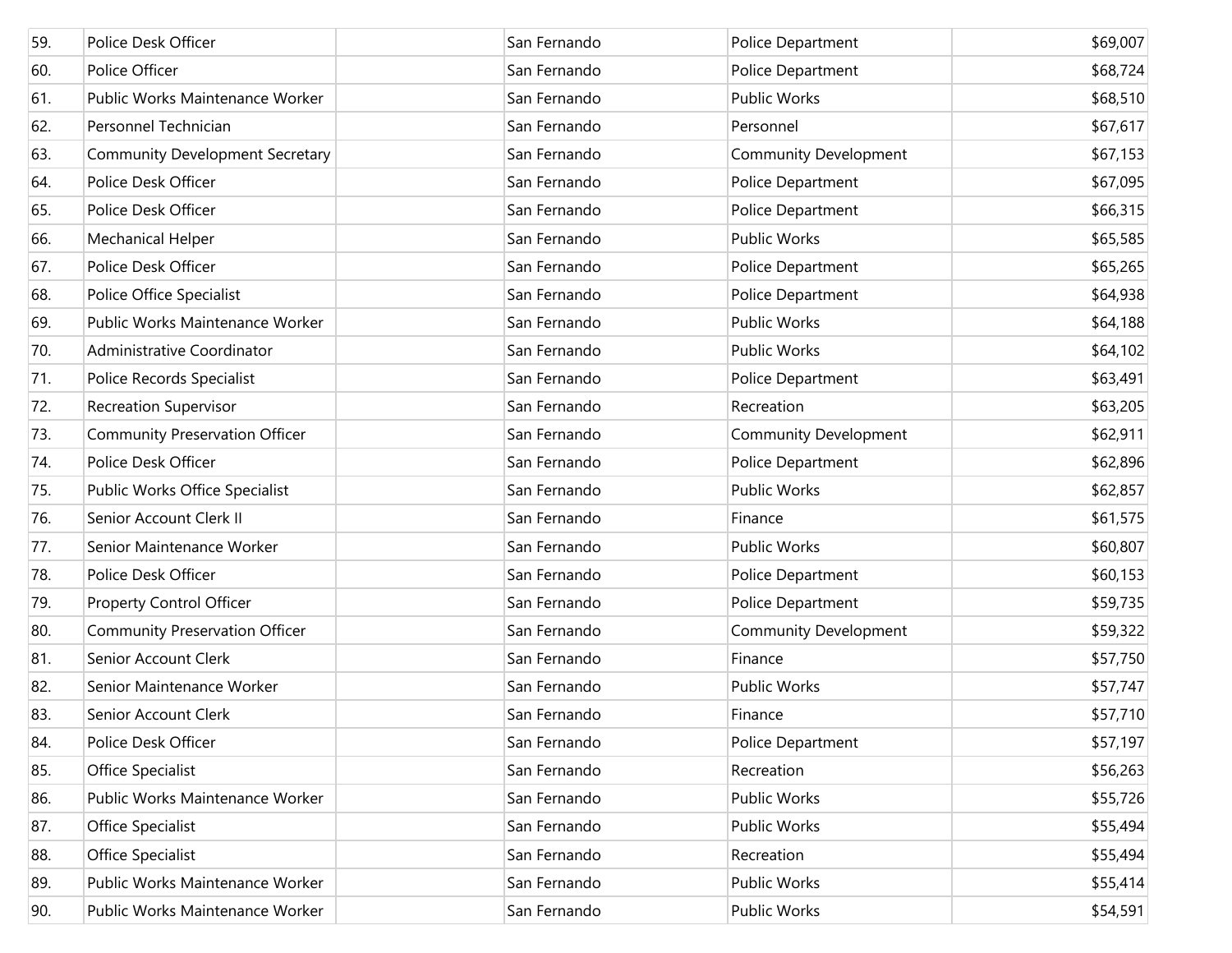| | | | | | |
|---|---|---|---|---|---|
| 59. | Police Desk Officer | | San Fernando | Police Department | $69,007 |
| 60. | Police Officer | | San Fernando | Police Department | $68,724 |
| 61. | Public Works Maintenance Worker | | San Fernando | Public Works | $68,510 |
| 62. | Personnel Technician | | San Fernando | Personnel | $67,617 |
| 63. | Community Development Secretary | | San Fernando | Community Development | $67,153 |
| 64. | Police Desk Officer | | San Fernando | Police Department | $67,095 |
| 65. | Police Desk Officer | | San Fernando | Police Department | $66,315 |
| 66. | Mechanical Helper | | San Fernando | Public Works | $65,585 |
| 67. | Police Desk Officer | | San Fernando | Police Department | $65,265 |
| 68. | Police Office Specialist | | San Fernando | Police Department | $64,938 |
| 69. | Public Works Maintenance Worker | | San Fernando | Public Works | $64,188 |
| 70. | Administrative Coordinator | | San Fernando | Public Works | $64,102 |
| 71. | Police Records Specialist | | San Fernando | Police Department | $63,491 |
| 72. | Recreation Supervisor | | San Fernando | Recreation | $63,205 |
| 73. | Community Preservation Officer | | San Fernando | Community Development | $62,911 |
| 74. | Police Desk Officer | | San Fernando | Police Department | $62,896 |
| 75. | Public Works Office Specialist | | San Fernando | Public Works | $62,857 |
| 76. | Senior Account Clerk II | | San Fernando | Finance | $61,575 |
| 77. | Senior Maintenance Worker | | San Fernando | Public Works | $60,807 |
| 78. | Police Desk Officer | | San Fernando | Police Department | $60,153 |
| 79. | Property Control Officer | | San Fernando | Police Department | $59,735 |
| 80. | Community Preservation Officer | | San Fernando | Community Development | $59,322 |
| 81. | Senior Account Clerk | | San Fernando | Finance | $57,750 |
| 82. | Senior Maintenance Worker | | San Fernando | Public Works | $57,747 |
| 83. | Senior Account Clerk | | San Fernando | Finance | $57,710 |
| 84. | Police Desk Officer | | San Fernando | Police Department | $57,197 |
| 85. | Office Specialist | | San Fernando | Recreation | $56,263 |
| 86. | Public Works Maintenance Worker | | San Fernando | Public Works | $55,726 |
| 87. | Office Specialist | | San Fernando | Public Works | $55,494 |
| 88. | Office Specialist | | San Fernando | Recreation | $55,494 |
| 89. | Public Works Maintenance Worker | | San Fernando | Public Works | $55,414 |
| 90. | Public Works Maintenance Worker | | San Fernando | Public Works | $54,591 |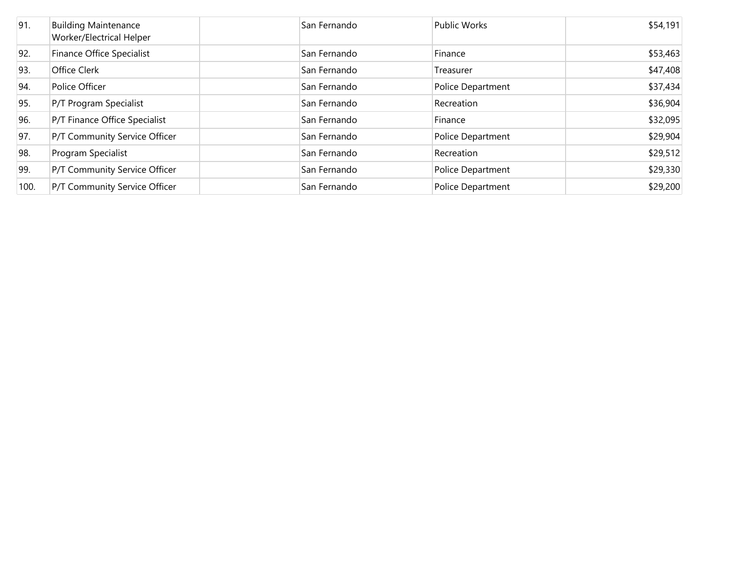| | | | | | |
|---|---|---|---|---|---|
| 91. | Building Maintenance Worker/Electrical Helper | | San Fernando | Public Works | $54,191 |
| 92. | Finance Office Specialist | | San Fernando | Finance | $53,463 |
| 93. | Office Clerk | | San Fernando | Treasurer | $47,408 |
| 94. | Police Officer | | San Fernando | Police Department | $37,434 |
| 95. | P/T Program Specialist | | San Fernando | Recreation | $36,904 |
| 96. | P/T Finance Office Specialist | | San Fernando | Finance | $32,095 |
| 97. | P/T Community Service Officer | | San Fernando | Police Department | $29,904 |
| 98. | Program Specialist | | San Fernando | Recreation | $29,512 |
| 99. | P/T Community Service Officer | | San Fernando | Police Department | $29,330 |
| 100. | P/T Community Service Officer | | San Fernando | Police Department | $29,200 |